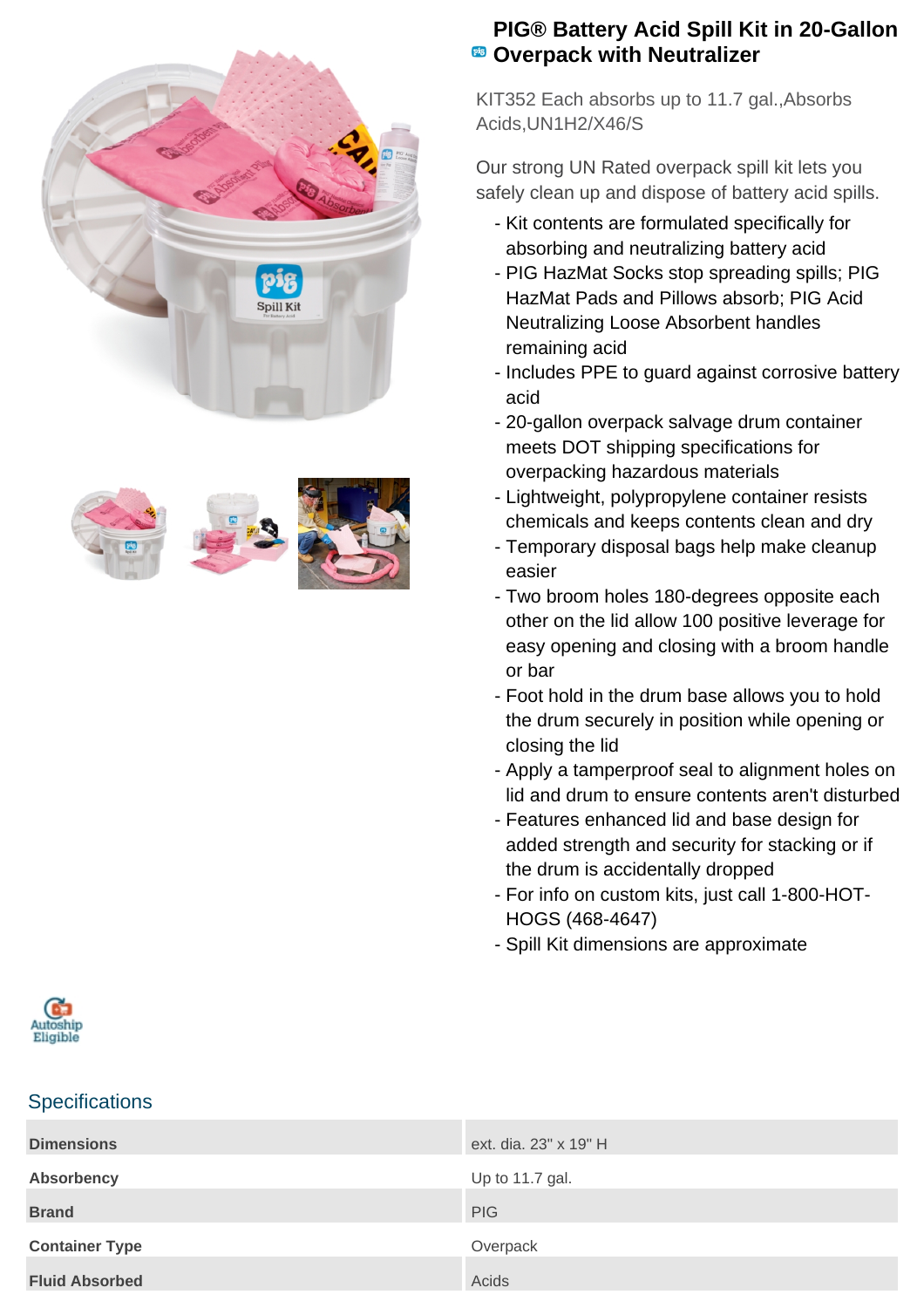# PIG® Battery Acid Spill Kit in 20-Gallon Overpack with Neutralizer

KIT352 Each absorbs up to 11.7 gal.,Absorbs Acids,UN1H2/X46/S

Our strong UN Rated overpack spill kit lets you safely clean up and dispose of battery acid spills.

- Kit contents are formulated specifically for absorbing and neutralizing battery acid
- PIG HazMat Socks stop spreading spills; PIG HazMat Pads and Pillows absorb; PIG Acid Neutralizing Loose Absorbent handles remaining acid
- Includes PPE to guard against corrosive battery acid
- 20-gallon overpack salvage drum container meets DOT shipping specifications for overpacking hazardous materials
- Lightweight, polypropylene container resists chemicals and keeps contents clean and dry
- Temporary disposal bags help make cleanup easier
- Two broom holes 180-degrees opposite each other on the lid allow 100 positive leverage for easy opening and closing with a broom handle or bar
- Foot hold in the drum base allows you to hold the drum securely in position while opening or closing the lid
- Apply a tamperproof seal to alignment holes on lid and drum to ensure contents aren't disturbed
- Features enhanced lid and base design for added strength and security for stacking or if the drum is accidentally dropped
- For info on custom kits, just call 1-800-HOT-HOGS (468-4647)
- Spill Kit dimensions are approximate

Autoship Eligible

## Specifications

| | |
|---|---|
| **Dimensions** | ext. dia. 23" x 19" H |
| **Absorbency** | Up to 11.7 gal. |
| **Brand** | PIG |
| **Container Type** | Overpack |
| **Fluid Absorbed** | Acids |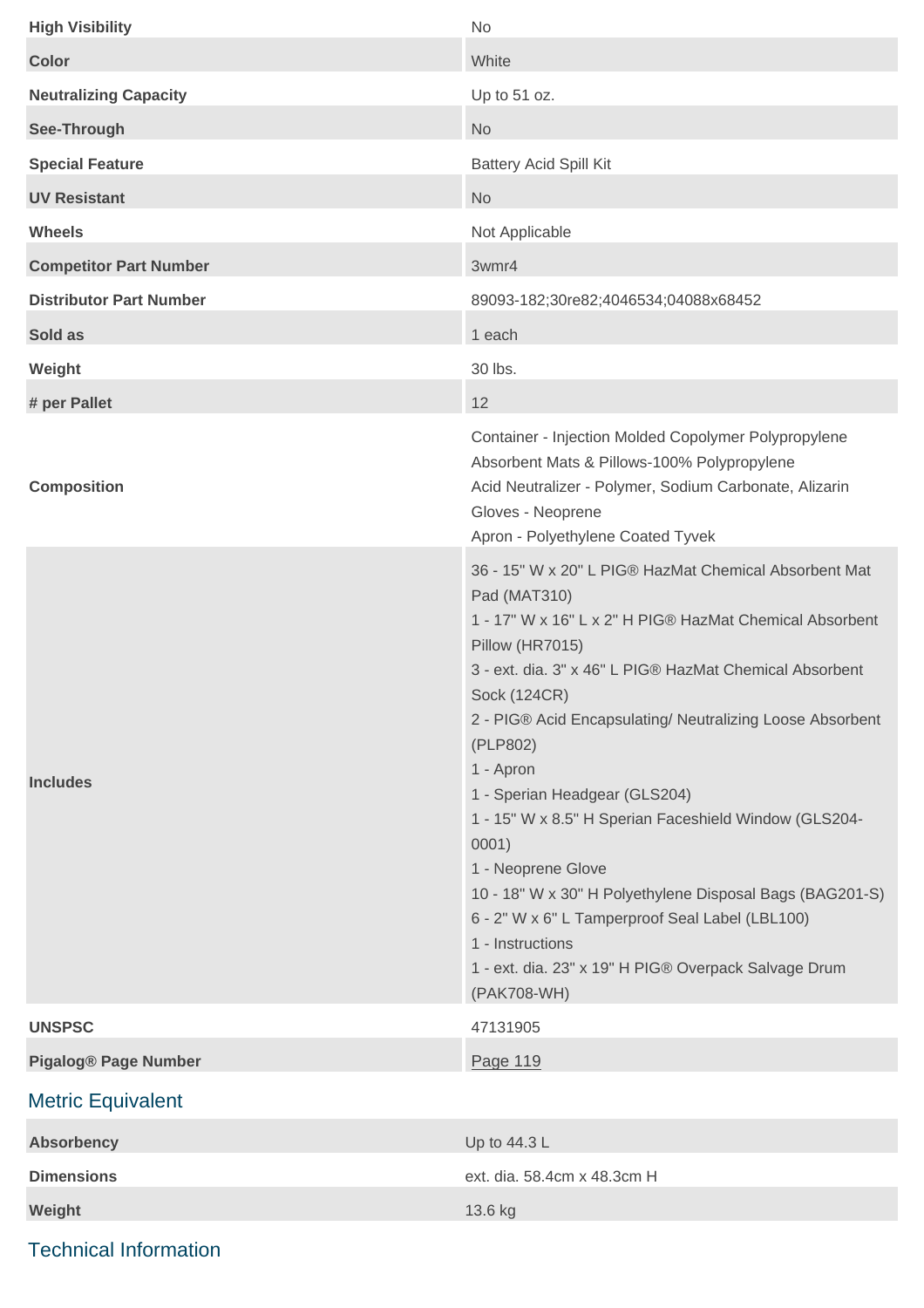| | |
|---|---|
| **High Visibility** | No |
| **Color** | White |
| **Neutralizing Capacity** | Up to 51 oz. |
| **See-Through** | No |
| **Special Feature** | Battery Acid Spill Kit |
| **UV Resistant** | No |
| **Wheels** | Not Applicable |
| **Competitor Part Number** | 3wmr4 |
| **Distributor Part Number** | 89093-182;30re82;4046534;04088x68452 |
| **Sold as** | 1 each |
| **Weight** | 30 lbs. |
| **# per Pallet** | 12 |
| **Composition** | Container - Injection Molded Copolymer Polypropylene<br>Absorbent Mats & Pillows-100% Polypropylene<br>Acid Neutralizer - Polymer, Sodium Carbonate, Alizarin<br>Gloves - Neoprene<br>Apron - Polyethylene Coated Tyvek |
| **Includes** | 36 - 15" W x 20" L PIG® HazMat Chemical Absorbent Mat Pad (MAT310)<br>1 - 17" W x 16" L x 2" H PIG® HazMat Chemical Absorbent Pillow (HR7015)<br>3 - ext. dia. 3" x 46" L PIG® HazMat Chemical Absorbent Sock (124CR)<br>2 - PIG® Acid Encapsulating/ Neutralizing Loose Absorbent (PLP802)<br>1 - Apron<br>1 - Sperian Headgear (GLS204)<br>1 - 15" W x 8.5" H Sperian Faceshield Window (GLS204-0001)<br>1 - Neoprene Glove<br>10 - 18" W x 30" H Polyethylene Disposal Bags (BAG201-S)<br>6 - 2" W x 6" L Tamperproof Seal Label (LBL100)<br>1 - Instructions<br>1 - ext. dia. 23" x 19" H PIG® Overpack Salvage Drum (PAK708-WH) |
| **UNSPSC** | 47131905 |
| **Pigalog® Page Number** | Page 119 |

## Metric Equivalent

| | |
|---|---|
| **Absorbency** | Up to 44.3 L |
| **Dimensions** | ext. dia. 58.4cm x 48.3cm H |
| **Weight** | 13.6 kg |

## Technical Information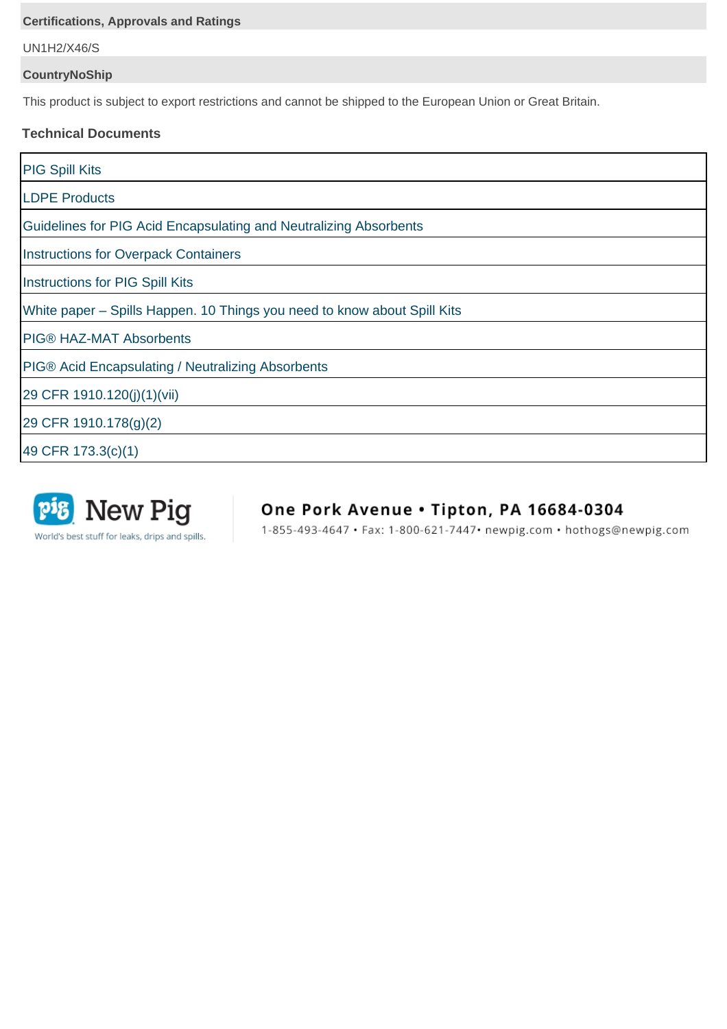### Certifications, Approvals and Ratings

UN1H2/X46/S

### CountryNoShip

This product is subject to export restrictions and cannot be shipped to the European Union or Great Britain.

### Technical Documents

| |
|---|
| PIG Spill Kits |
| LDPE Products |
| Guidelines for PIG Acid Encapsulating and Neutralizing Absorbents |
| Instructions for Overpack Containers |
| Instructions for PIG Spill Kits |
| White paper – Spills Happen. 10 Things you need to know about Spill Kits |
| PIG® HAZ-MAT Absorbents |
| PIG® Acid Encapsulating / Neutralizing Absorbents |
| 29 CFR 1910.120(j)(1)(vii) |
| 29 CFR 1910.178(g)(2) |
| 49 CFR 173.3(c)(1) |

New Pig
World's best stuff for leaks, drips and spills.

**One Pork Avenue • Tipton, PA 16684-0304**

1-855-493-4647 • Fax: 1-800-621-7447 • newpig.com • hothogs@newpig.com